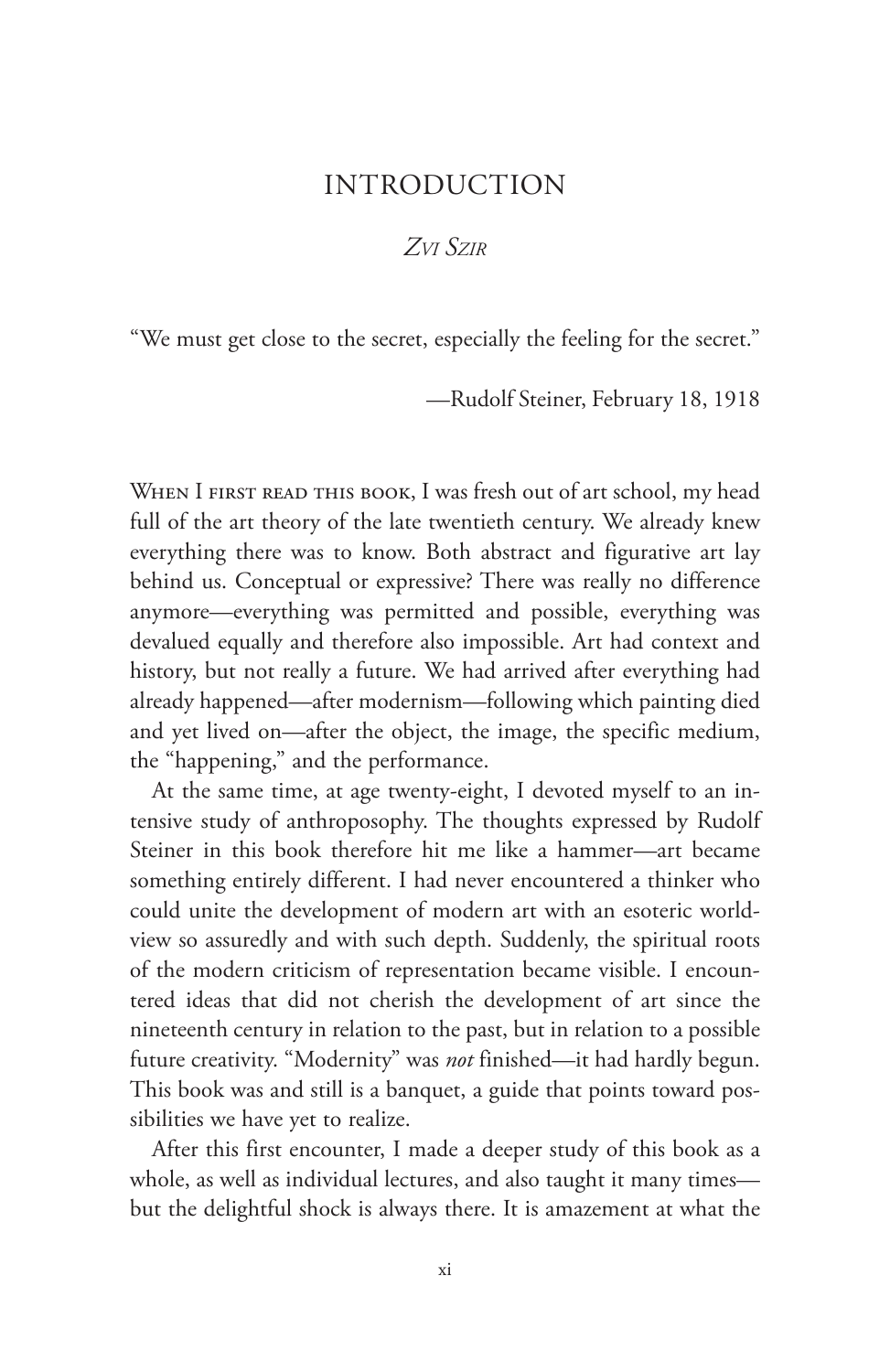# INTRODUCTION

*Zvi Szir*

"We must get close to the secret, especially the feeling for the secret."

—Rudolf Steiner, February 18, 1918

When I first read this book, I was fresh out of art school, my head full of the art theory of the late twentieth century. We already knew everything there was to know. Both abstract and figurative art lay behind us. Conceptual or expressive? There was really no difference anymore—everything was permitted and possible, everything was devalued equally and therefore also impossible. Art had context and history, but not really a future. We had arrived after everything had already happened—after modernism—following which painting died and yet lived on—after the object, the image, the specific medium, the "happening," and the performance.

At the same time, at age twenty-eight, I devoted myself to an intensive study of anthroposophy. The thoughts expressed by Rudolf Steiner in this book therefore hit me like a hammer—art became something entirely different. I had never encountered a thinker who could unite the development of modern art with an esoteric worldview so assuredly and with such depth. Suddenly, the spiritual roots of the modern criticism of representation became visible. I encountered ideas that did not cherish the development of art since the nineteenth century in relation to the past, but in relation to a possible future creativity. "Modernity" was *not* finished—it had hardly begun. This book was and still is a banquet, a guide that points toward possibilities we have yet to realize.

After this first encounter, I made a deeper study of this book as a whole, as well as individual lectures, and also taught it many times—but the delightful shock is always there. It is amazement at what the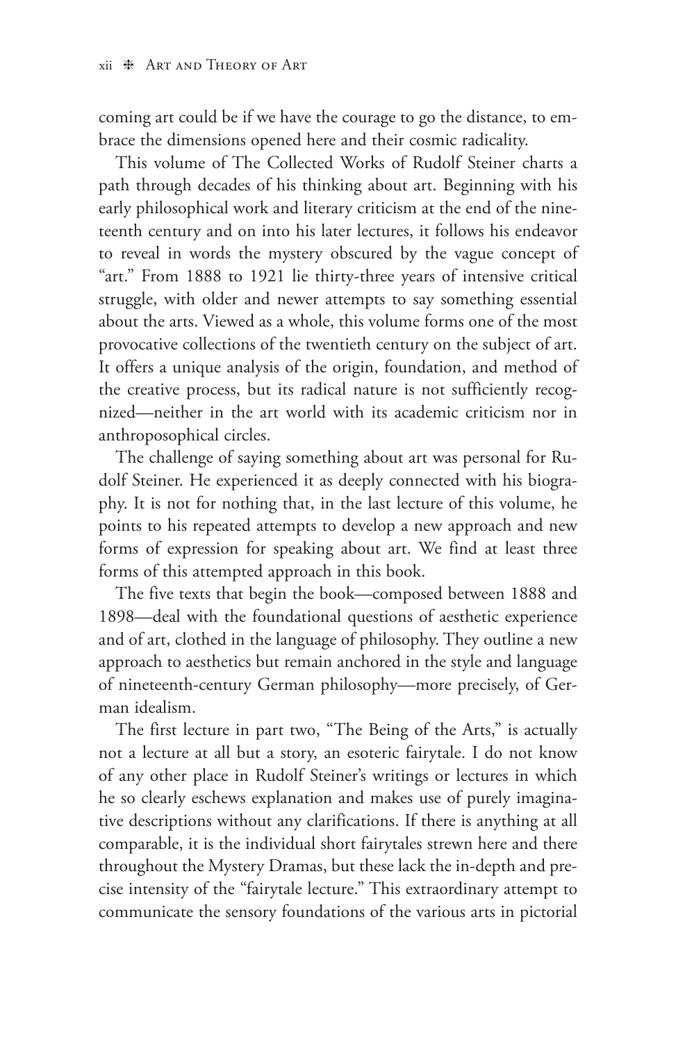coming art could be if we have the courage to go the distance, to embrace the dimensions opened here and their cosmic radicality.

This volume of The Collected Works of Rudolf Steiner charts a path through decades of his thinking about art. Beginning with his early philosophical work and literary criticism at the end of the nineteenth century and on into his later lectures, it follows his endeavor to reveal in words the mystery obscured by the vague concept of "art." From 1888 to 1921 lie thirty-three years of intensive critical struggle, with older and newer attempts to say something essential about the arts. Viewed as a whole, this volume forms one of the most provocative collections of the twentieth century on the subject of art. It offers a unique analysis of the origin, foundation, and method of the creative process, but its radical nature is not sufficiently recognized—neither in the art world with its academic criticism nor in anthroposophical circles.

The challenge of saying something about art was personal for Rudolf Steiner. He experienced it as deeply connected with his biography. It is not for nothing that, in the last lecture of this volume, he points to his repeated attempts to develop a new approach and new forms of expression for speaking about art. We find at least three forms of this attempted approach in this book.

The five texts that begin the book—composed between 1888 and 1898—deal with the foundational questions of aesthetic experience and of art, clothed in the language of philosophy. They outline a new approach to aesthetics but remain anchored in the style and language of nineteenth-century German philosophy—more precisely, of German idealism.

The first lecture in part two, "The Being of the Arts," is actually not a lecture at all but a story, an esoteric fairytale. I do not know of any other place in Rudolf Steiner's writings or lectures in which he so clearly eschews explanation and makes use of purely imaginative descriptions without any clarifications. If there is anything at all comparable, it is the individual short fairytales strewn here and there throughout the Mystery Dramas, but these lack the in-depth and precise intensity of the "fairytale lecture." This extraordinary attempt to communicate the sensory foundations of the various arts in pictorial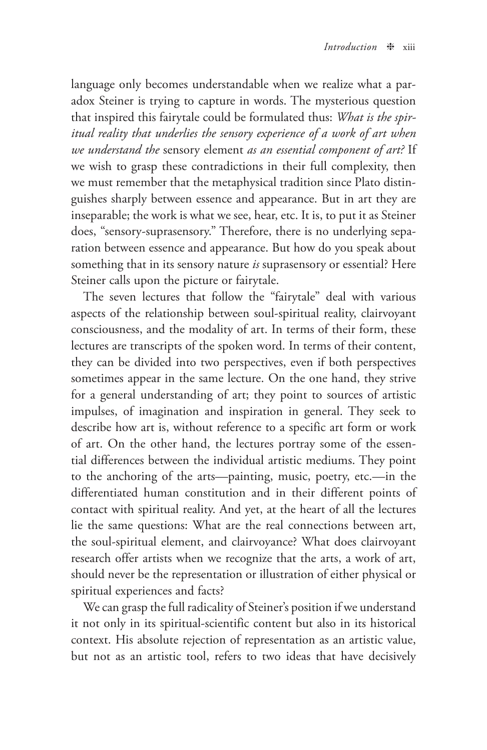language only becomes understandable when we realize what a paradox Steiner is trying to capture in words. The mysterious question that inspired this fairytale could be formulated thus: *What is the spiritual reality that underlies the sensory experience of a work of art when we understand the* sensory element *as an essential component of art?* If we wish to grasp these contradictions in their full complexity, then we must remember that the metaphysical tradition since Plato distinguishes sharply between essence and appearance. But in art they are inseparable; the work is what we see, hear, etc. It is, to put it as Steiner does, "sensory-suprasensory." Therefore, there is no underlying separation between essence and appearance. But how do you speak about something that in its sensory nature *is* suprasensory or essential? Here Steiner calls upon the picture or fairytale.

The seven lectures that follow the "fairytale" deal with various aspects of the relationship between soul-spiritual reality, clairvoyant consciousness, and the modality of art. In terms of their form, these lectures are transcripts of the spoken word. In terms of their content, they can be divided into two perspectives, even if both perspectives sometimes appear in the same lecture. On the one hand, they strive for a general understanding of art; they point to sources of artistic impulses, of imagination and inspiration in general. They seek to describe how art is, without reference to a specific art form or work of art. On the other hand, the lectures portray some of the essential differences between the individual artistic mediums. They point to the anchoring of the arts—painting, music, poetry, etc.—in the differentiated human constitution and in their different points of contact with spiritual reality. And yet, at the heart of all the lectures lie the same questions: What are the real connections between art, the soul-spiritual element, and clairvoyance? What does clairvoyant research offer artists when we recognize that the arts, a work of art, should never be the representation or illustration of either physical or spiritual experiences and facts?

We can grasp the full radicality of Steiner's position if we understand it not only in its spiritual-scientific content but also in its historical context. His absolute rejection of representation as an artistic value, but not as an artistic tool, refers to two ideas that have decisively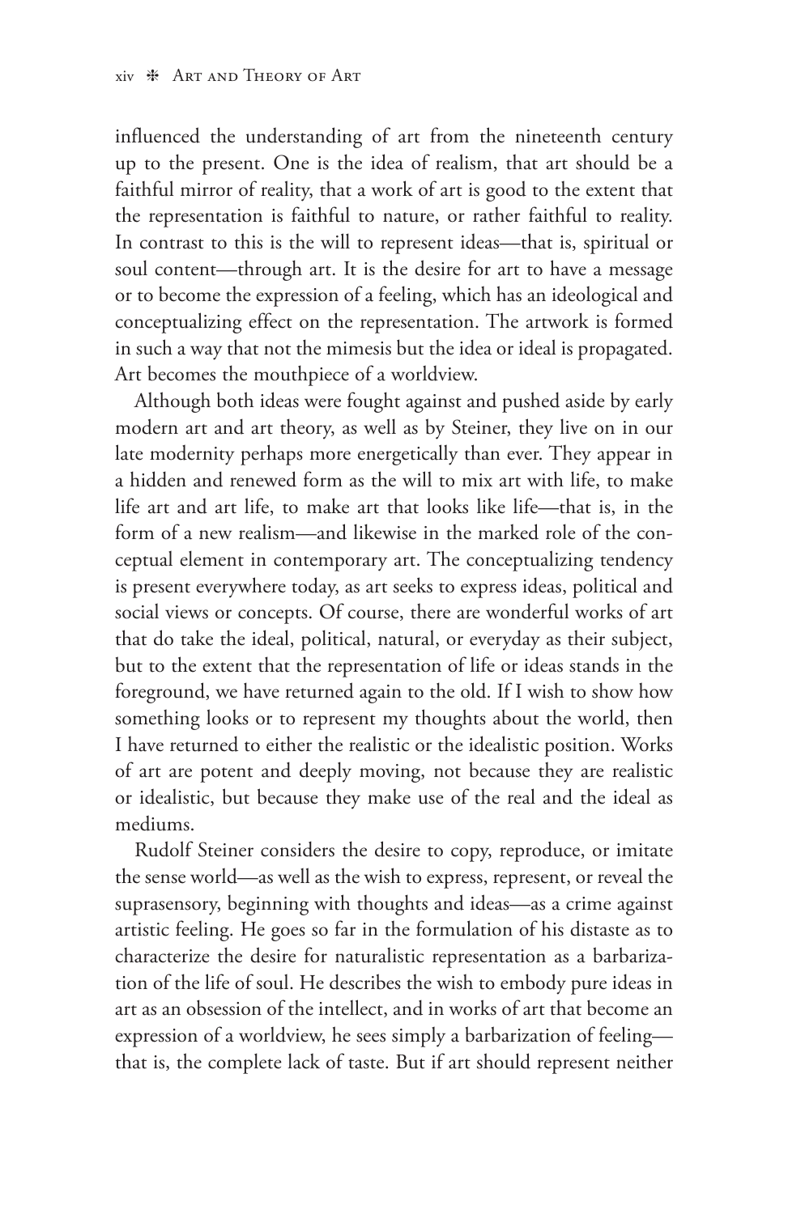influenced the understanding of art from the nineteenth century up to the present. One is the idea of realism, that art should be a faithful mirror of reality, that a work of art is good to the extent that the representation is faithful to nature, or rather faithful to reality. In contrast to this is the will to represent ideas—that is, spiritual or soul content—through art. It is the desire for art to have a message or to become the expression of a feeling, which has an ideological and conceptualizing effect on the representation. The artwork is formed in such a way that not the mimesis but the idea or ideal is propagated. Art becomes the mouthpiece of a worldview.

Although both ideas were fought against and pushed aside by early modern art and art theory, as well as by Steiner, they live on in our late modernity perhaps more energetically than ever. They appear in a hidden and renewed form as the will to mix art with life, to make life art and art life, to make art that looks like life—that is, in the form of a new realism—and likewise in the marked role of the conceptual element in contemporary art. The conceptualizing tendency is present everywhere today, as art seeks to express ideas, political and social views or concepts. Of course, there are wonderful works of art that do take the ideal, political, natural, or everyday as their subject, but to the extent that the representation of life or ideas stands in the foreground, we have returned again to the old. If I wish to show how something looks or to represent my thoughts about the world, then I have returned to either the realistic or the idealistic position. Works of art are potent and deeply moving, not because they are realistic or idealistic, but because they make use of the real and the ideal as mediums.

Rudolf Steiner considers the desire to copy, reproduce, or imitate the sense world—as well as the wish to express, represent, or reveal the suprasensory, beginning with thoughts and ideas—as a crime against artistic feeling. He goes so far in the formulation of his distaste as to characterize the desire for naturalistic representation as a barbarization of the life of soul. He describes the wish to embody pure ideas in art as an obsession of the intellect, and in works of art that become an expression of a worldview, he sees simply a barbarization of feeling—that is, the complete lack of taste. But if art should represent neither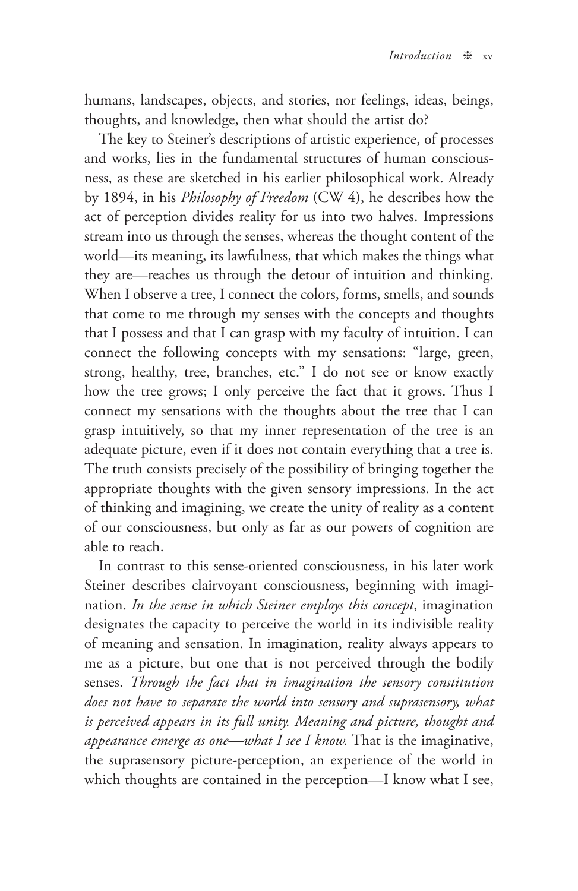humans, landscapes, objects, and stories, nor feelings, ideas, beings, thoughts, and knowledge, then what should the artist do?

The key to Steiner's descriptions of artistic experience, of processes and works, lies in the fundamental structures of human consciousness, as these are sketched in his earlier philosophical work. Already by 1894, in his *Philosophy of Freedom* (CW 4), he describes how the act of perception divides reality for us into two halves. Impressions stream into us through the senses, whereas the thought content of the world—its meaning, its lawfulness, that which makes the things what they are—reaches us through the detour of intuition and thinking. When I observe a tree, I connect the colors, forms, smells, and sounds that come to me through my senses with the concepts and thoughts that I possess and that I can grasp with my faculty of intuition. I can connect the following concepts with my sensations: "large, green, strong, healthy, tree, branches, etc." I do not see or know exactly how the tree grows; I only perceive the fact that it grows. Thus I connect my sensations with the thoughts about the tree that I can grasp intuitively, so that my inner representation of the tree is an adequate picture, even if it does not contain everything that a tree is. The truth consists precisely of the possibility of bringing together the appropriate thoughts with the given sensory impressions. In the act of thinking and imagining, we create the unity of reality as a content of our consciousness, but only as far as our powers of cognition are able to reach.

In contrast to this sense-oriented consciousness, in his later work Steiner describes clairvoyant consciousness, beginning with imagination. *In the sense in which Steiner employs this concept*, imagination designates the capacity to perceive the world in its indivisible reality of meaning and sensation. In imagination, reality always appears to me as a picture, but one that is not perceived through the bodily senses. *Through the fact that in imagination the sensory constitution does not have to separate the world into sensory and suprasensory, what is perceived appears in its full unity. Meaning and picture, thought and appearance emerge as one—what I see I know.* That is the imaginative, the suprasensory picture-perception, an experience of the world in which thoughts are contained in the perception—I know what I see,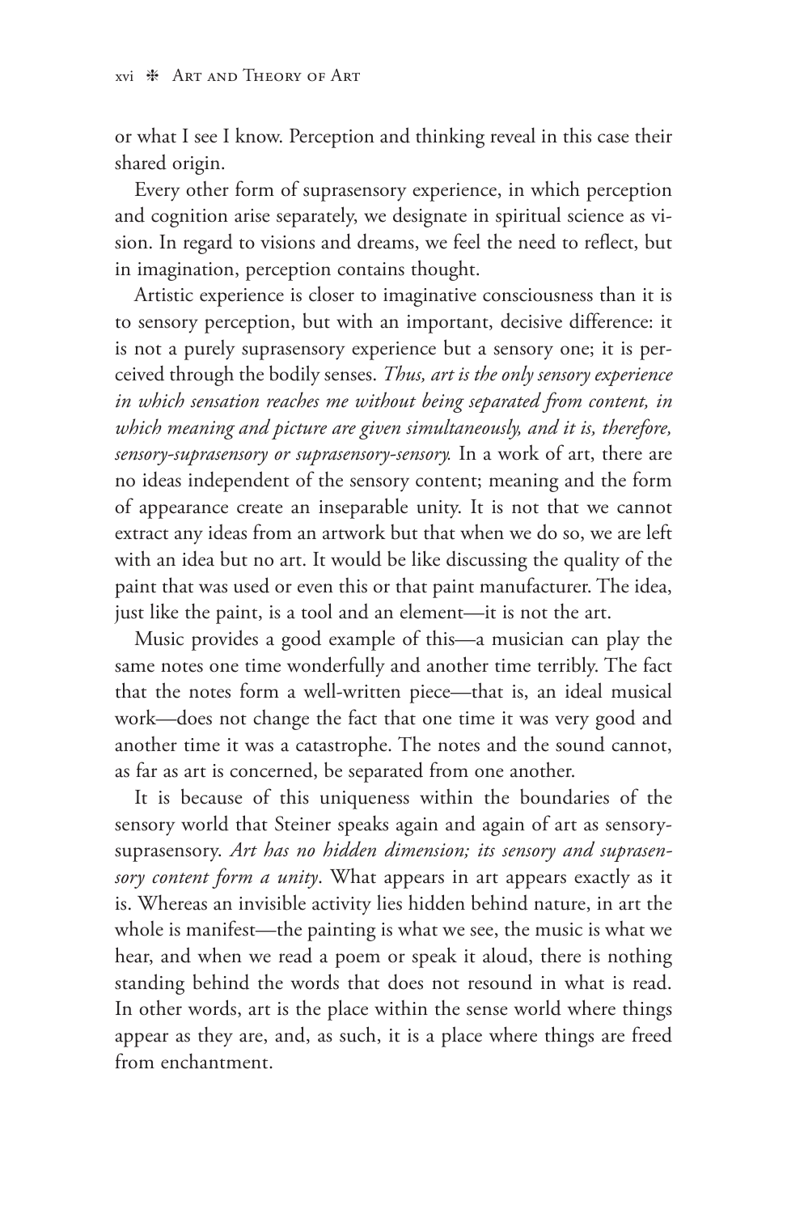or what I see I know. Perception and thinking reveal in this case their shared origin.

Every other form of suprasensory experience, in which perception and cognition arise separately, we designate in spiritual science as vision. In regard to visions and dreams, we feel the need to reflect, but in imagination, perception contains thought.

Artistic experience is closer to imaginative consciousness than it is to sensory perception, but with an important, decisive difference: it is not a purely suprasensory experience but a sensory one; it is perceived through the bodily senses. *Thus, art is the only sensory experience in which sensation reaches me without being separated from content, in which meaning and picture are given simultaneously, and it is, therefore, sensory-suprasensory or suprasensory-sensory.* In a work of art, there are no ideas independent of the sensory content; meaning and the form of appearance create an inseparable unity. It is not that we cannot extract any ideas from an artwork but that when we do so, we are left with an idea but no art. It would be like discussing the quality of the paint that was used or even this or that paint manufacturer. The idea, just like the paint, is a tool and an element—it is not the art.

Music provides a good example of this—a musician can play the same notes one time wonderfully and another time terribly. The fact that the notes form a well-written piece—that is, an ideal musical work—does not change the fact that one time it was very good and another time it was a catastrophe. The notes and the sound cannot, as far as art is concerned, be separated from one another.

It is because of this uniqueness within the boundaries of the sensory world that Steiner speaks again and again of art as sensory-suprasensory. *Art has no hidden dimension; its sensory and suprasensory content form a unity*. What appears in art appears exactly as it is. Whereas an invisible activity lies hidden behind nature, in art the whole is manifest—the painting is what we see, the music is what we hear, and when we read a poem or speak it aloud, there is nothing standing behind the words that does not resound in what is read. In other words, art is the place within the sense world where things appear as they are, and, as such, it is a place where things are freed from enchantment.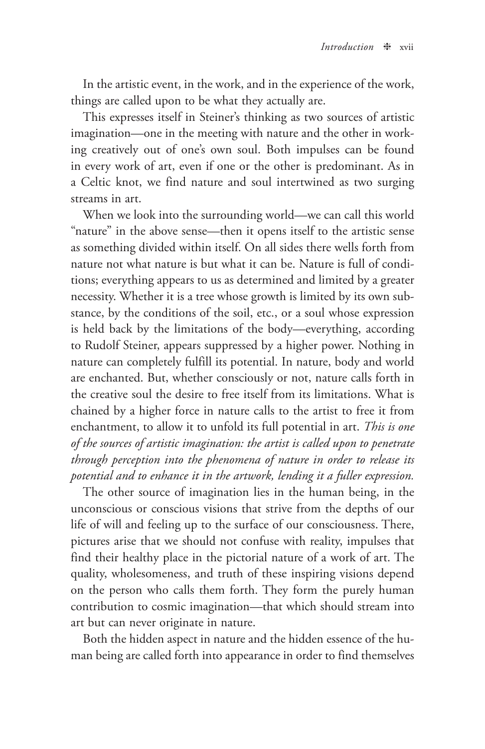In the artistic event, in the work, and in the experience of the work, things are called upon to be what they actually are.

This expresses itself in Steiner's thinking as two sources of artistic imagination—one in the meeting with nature and the other in working creatively out of one's own soul. Both impulses can be found in every work of art, even if one or the other is predominant. As in a Celtic knot, we find nature and soul intertwined as two surging streams in art.

When we look into the surrounding world—we can call this world "nature" in the above sense—then it opens itself to the artistic sense as something divided within itself. On all sides there wells forth from nature not what nature is but what it can be. Nature is full of conditions; everything appears to us as determined and limited by a greater necessity. Whether it is a tree whose growth is limited by its own substance, by the conditions of the soil, etc., or a soul whose expression is held back by the limitations of the body—everything, according to Rudolf Steiner, appears suppressed by a higher power. Nothing in nature can completely fulfill its potential. In nature, body and world are enchanted. But, whether consciously or not, nature calls forth in the creative soul the desire to free itself from its limitations. What is chained by a higher force in nature calls to the artist to free it from enchantment, to allow it to unfold its full potential in art. *This is one of the sources of artistic imagination: the artist is called upon to penetrate through perception into the phenomena of nature in order to release its potential and to enhance it in the artwork, lending it a fuller expression.*

The other source of imagination lies in the human being, in the unconscious or conscious visions that strive from the depths of our life of will and feeling up to the surface of our consciousness. There, pictures arise that we should not confuse with reality, impulses that find their healthy place in the pictorial nature of a work of art. The quality, wholesomeness, and truth of these inspiring visions depend on the person who calls them forth. They form the purely human contribution to cosmic imagination—that which should stream into art but can never originate in nature.

Both the hidden aspect in nature and the hidden essence of the human being are called forth into appearance in order to find themselves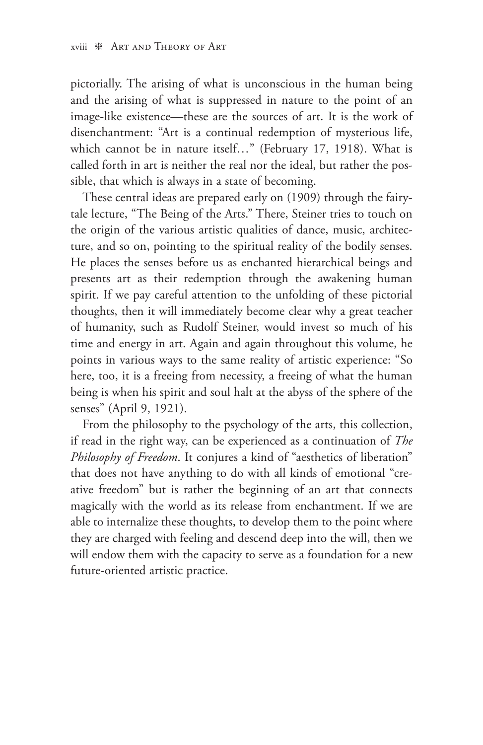pictorially. The arising of what is unconscious in the human being and the arising of what is suppressed in nature to the point of an image-like existence—these are the sources of art. It is the work of disenchantment: "Art is a continual redemption of mysterious life, which cannot be in nature itself…" (February 17, 1918). What is called forth in art is neither the real nor the ideal, but rather the possible, that which is always in a state of becoming.

These central ideas are prepared early on (1909) through the fairy-tale lecture, "The Being of the Arts." There, Steiner tries to touch on the origin of the various artistic qualities of dance, music, architecture, and so on, pointing to the spiritual reality of the bodily senses. He places the senses before us as enchanted hierarchical beings and presents art as their redemption through the awakening human spirit. If we pay careful attention to the unfolding of these pictorial thoughts, then it will immediately become clear why a great teacher of humanity, such as Rudolf Steiner, would invest so much of his time and energy in art. Again and again throughout this volume, he points in various ways to the same reality of artistic experience: "So here, too, it is a freeing from necessity, a freeing of what the human being is when his spirit and soul halt at the abyss of the sphere of the senses" (April 9, 1921).

From the philosophy to the psychology of the arts, this collection, if read in the right way, can be experienced as a continuation of *The Philosophy of Freedom*. It conjures a kind of "aesthetics of liberation" that does not have anything to do with all kinds of emotional "creative freedom" but is rather the beginning of an art that connects magically with the world as its release from enchantment. If we are able to internalize these thoughts, to develop them to the point where they are charged with feeling and descend deep into the will, then we will endow them with the capacity to serve as a foundation for a new future-oriented artistic practice.